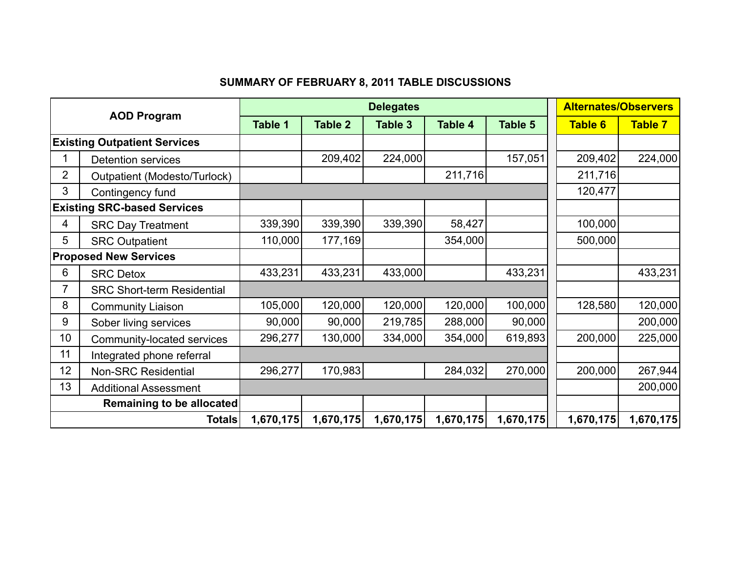## SUMMARY OF FEBRUARY 8, 2011 TABLE DISCUSSIONS

| | AOD Program | Delegates | | | | | Alternates/Observers | |
|---|---|---|---|---|---|---|---|---|
| | | Table 1 | Table 2 | Table 3 | Table 4 | Table 5 | Table 6 | Table 7 |
| **Existing Outpatient Services** | | | | | | | | |
| 1 | Detention services | | 209,402 | 224,000 | | 157,051 | 209,402 | 224,000 |
| 2 | Outpatient (Modesto/Turlock) | | | | 211,716 | | 211,716 | |
| 3 | Contingency fund | | | | | | 120,477 | |
| **Existing SRC-based Services** | | | | | | | | |
| 4 | SRC Day Treatment | 339,390 | 339,390 | 339,390 | 58,427 | | 100,000 | |
| 5 | SRC Outpatient | 110,000 | 177,169 | | 354,000 | | 500,000 | |
| **Proposed New Services** | | | | | | | | |
| 6 | SRC Detox | 433,231 | 433,231 | 433,000 | | 433,231 | | 433,231 |
| 7 | SRC Short-term Residential | | | | | | | |
| 8 | Community Liaison | 105,000 | 120,000 | 120,000 | 120,000 | 100,000 | 128,580 | 120,000 |
| 9 | Sober living services | 90,000 | 90,000 | 219,785 | 288,000 | 90,000 | | 200,000 |
| 10 | Community-located services | 296,277 | 130,000 | 334,000 | 354,000 | 619,893 | 200,000 | 225,000 |
| 11 | Integrated phone referral | | | | | | | |
| 12 | Non-SRC Residential | 296,277 | 170,983 | | 284,032 | 270,000 | 200,000 | 267,944 |
| 13 | Additional Assessment | | | | | | | 200,000 |
| | **Remaining to be allocated** | | | | | | | |
| | **Totals** | **1,670,175** | **1,670,175** | **1,670,175** | **1,670,175** | **1,670,175** | **1,670,175** | **1,670,175** |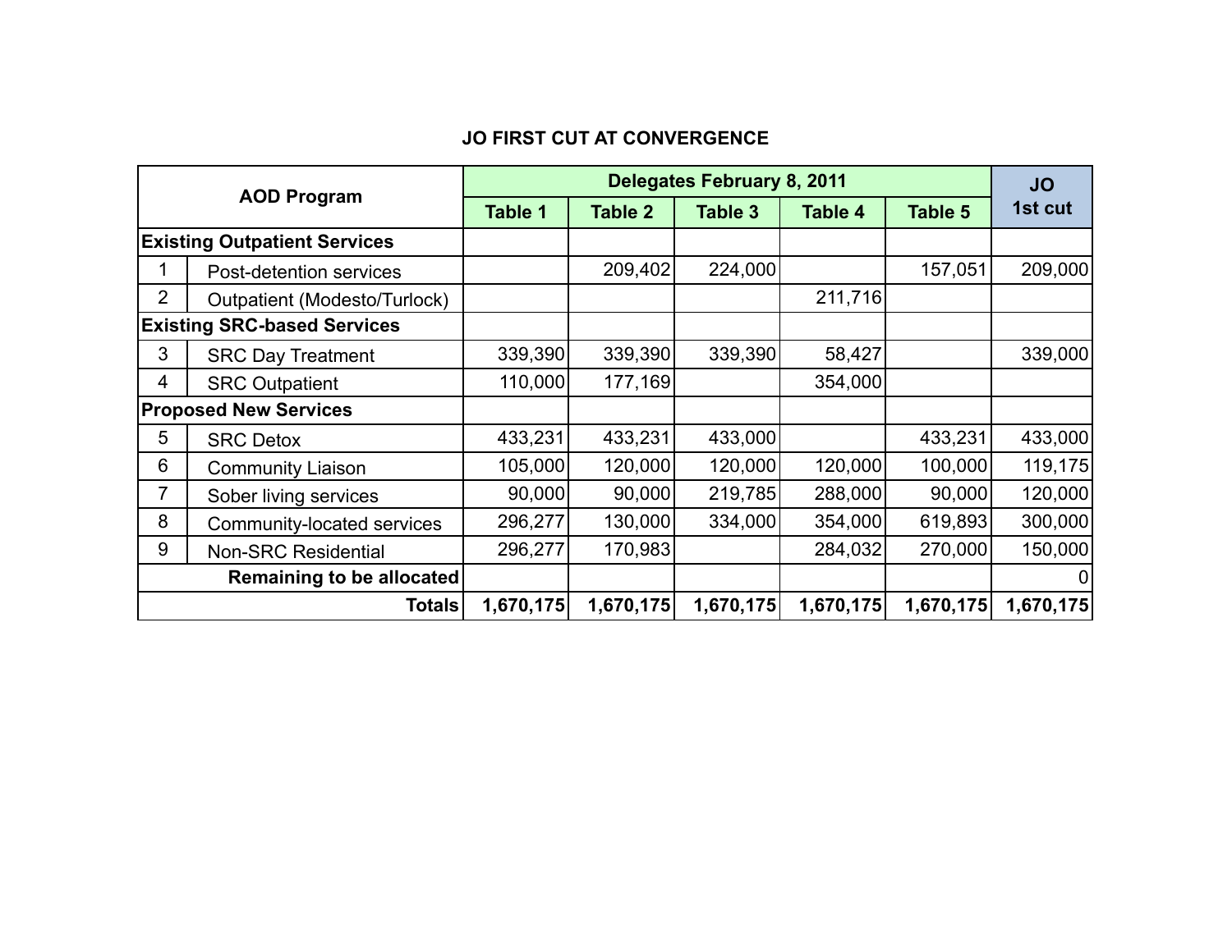## JO FIRST CUT AT CONVERGENCE

| AOD Program | | Delegates February 8, 2011 | | | | | JO 1st cut |
|---|---|---|---|---|---|---|---|
| | | Table 1 | Table 2 | Table 3 | Table 4 | Table 5 | |
| **Existing Outpatient Services** | | | | | | | |
| 1 | Post-detention services | | 209,402 | 224,000 | | 157,051 | 209,000 |
| 2 | Outpatient (Modesto/Turlock) | | | | 211,716 | | |
| **Existing SRC-based Services** | | | | | | | |
| 3 | SRC Day Treatment | 339,390 | 339,390 | 339,390 | 58,427 | | 339,000 |
| 4 | SRC Outpatient | 110,000 | 177,169 | | 354,000 | | |
| **Proposed New Services** | | | | | | | |
| 5 | SRC Detox | 433,231 | 433,231 | 433,000 | | 433,231 | 433,000 |
| 6 | Community Liaison | 105,000 | 120,000 | 120,000 | 120,000 | 100,000 | 119,175 |
| 7 | Sober living services | 90,000 | 90,000 | 219,785 | 288,000 | 90,000 | 120,000 |
| 8 | Community-located services | 296,277 | 130,000 | 334,000 | 354,000 | 619,893 | 300,000 |
| 9 | Non-SRC Residential | 296,277 | 170,983 | | 284,032 | 270,000 | 150,000 |
| | **Remaining to be allocated** | | | | | | 0 |
| | **Totals** | **1,670,175** | **1,670,175** | **1,670,175** | **1,670,175** | **1,670,175** | **1,670,175** |